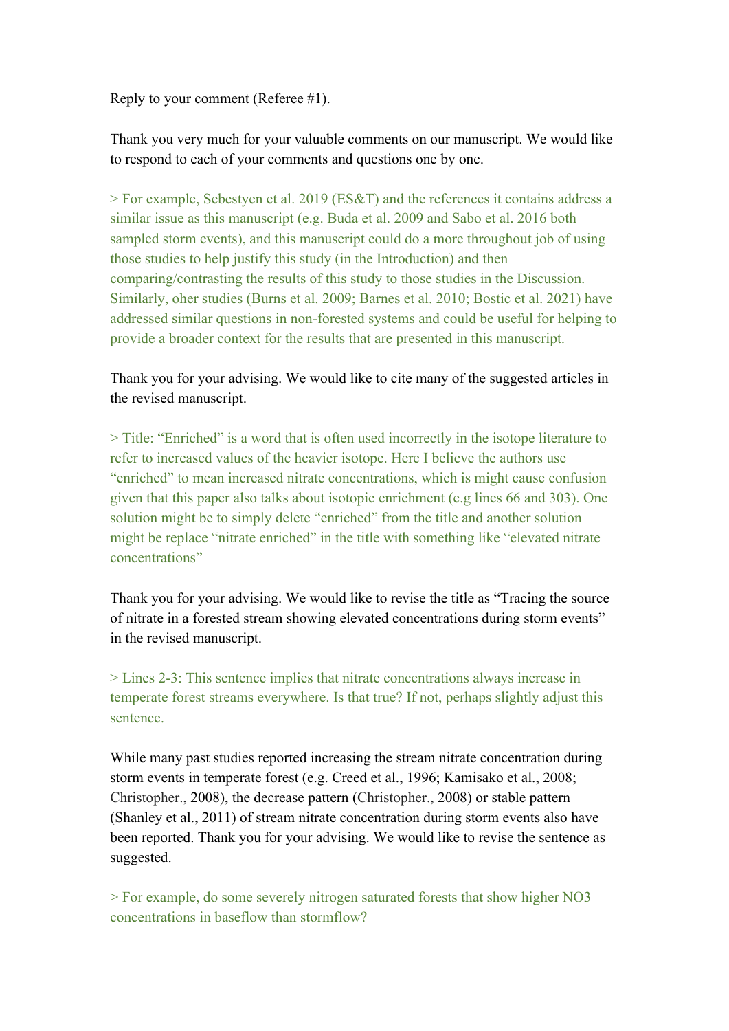Reply to your comment (Referee #1).

Thank you very much for your valuable comments on our manuscript. We would like to respond to each of your comments and questions one by one.

> For example, Sebestyen et al. 2019 (ES&T) and the references it contains address a similar issue as this manuscript (e.g. Buda et al. 2009 and Sabo et al. 2016 both sampled storm events), and this manuscript could do a more throughout job of using those studies to help justify this study (in the Introduction) and then comparing/contrasting the results of this study to those studies in the Discussion. Similarly, oher studies (Burns et al. 2009; Barnes et al. 2010; Bostic et al. 2021) have addressed similar questions in non-forested systems and could be useful for helping to provide a broader context for the results that are presented in this manuscript.

Thank you for your advising. We would like to cite many of the suggested articles in the revised manuscript.

> Title: "Enriched" is a word that is often used incorrectly in the isotope literature to refer to increased values of the heavier isotope. Here I believe the authors use "enriched" to mean increased nitrate concentrations, which is might cause confusion given that this paper also talks about isotopic enrichment (e.g lines 66 and 303). One solution might be to simply delete "enriched" from the title and another solution might be replace "nitrate enriched" in the title with something like "elevated nitrate concentrations"

Thank you for your advising. We would like to revise the title as "Tracing the source of nitrate in a forested stream showing elevated concentrations during storm events" in the revised manuscript.

> Lines 2-3: This sentence implies that nitrate concentrations always increase in temperate forest streams everywhere. Is that true? If not, perhaps slightly adjust this sentence.

While many past studies reported increasing the stream nitrate concentration during storm events in temperate forest (e.g. Creed et al., 1996; Kamisako et al., 2008; Christopher., 2008), the decrease pattern (Christopher., 2008) or stable pattern (Shanley et al., 2011) of stream nitrate concentration during storm events also have been reported. Thank you for your advising. We would like to revise the sentence as suggested.

> For example, do some severely nitrogen saturated forests that show higher NO3 concentrations in baseflow than stormflow?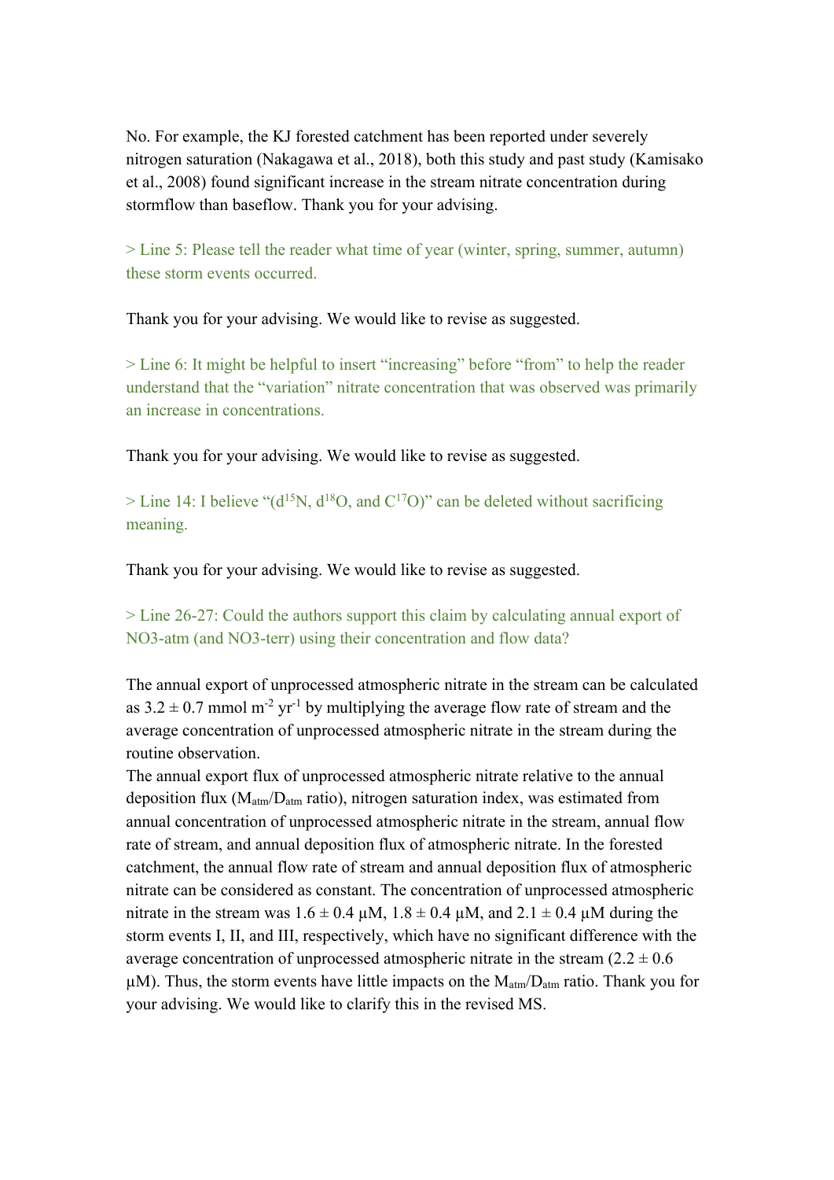No. For example, the KJ forested catchment has been reported under severely nitrogen saturation (Nakagawa et al., 2018), both this study and past study (Kamisako et al., 2008) found significant increase in the stream nitrate concentration during stormflow than baseflow. Thank you for your advising.

> Line 5: Please tell the reader what time of year (winter, spring, summer, autumn) these storm events occurred.

Thank you for your advising. We would like to revise as suggested.

> Line 6: It might be helpful to insert "increasing" before "from" to help the reader understand that the "variation" nitrate concentration that was observed was primarily an increase in concentrations.

Thank you for your advising. We would like to revise as suggested.

> Line 14: I believe "($d^{15}N$, $d^{18}O$, and $C^{17}O$)" can be deleted without sacrificing meaning.

Thank you for your advising. We would like to revise as suggested.

> Line 26-27: Could the authors support this claim by calculating annual export of NO3-atm (and NO3-terr) using their concentration and flow data?

The annual export of unprocessed atmospheric nitrate in the stream can be calculated as $3.2 \pm 0.7$ mmol $m^{-2}$ $yr^{-1}$ by multiplying the average flow rate of stream and the average concentration of unprocessed atmospheric nitrate in the stream during the routine observation.
The annual export flux of unprocessed atmospheric nitrate relative to the annual deposition flux ($M_{atm}/D_{atm}$ ratio), nitrogen saturation index, was estimated from annual concentration of unprocessed atmospheric nitrate in the stream, annual flow rate of stream, and annual deposition flux of atmospheric nitrate. In the forested catchment, the annual flow rate of stream and annual deposition flux of atmospheric nitrate can be considered as constant. The concentration of unprocessed atmospheric nitrate in the stream was $1.6 \pm 0.4$ μM, $1.8 \pm 0.4$ μM, and $2.1 \pm 0.4$ μM during the storm events I, II, and III, respectively, which have no significant difference with the average concentration of unprocessed atmospheric nitrate in the stream ($2.2 \pm 0.6$ μM). Thus, the storm events have little impacts on the $M_{atm}/D_{atm}$ ratio. Thank you for your advising. We would like to clarify this in the revised MS.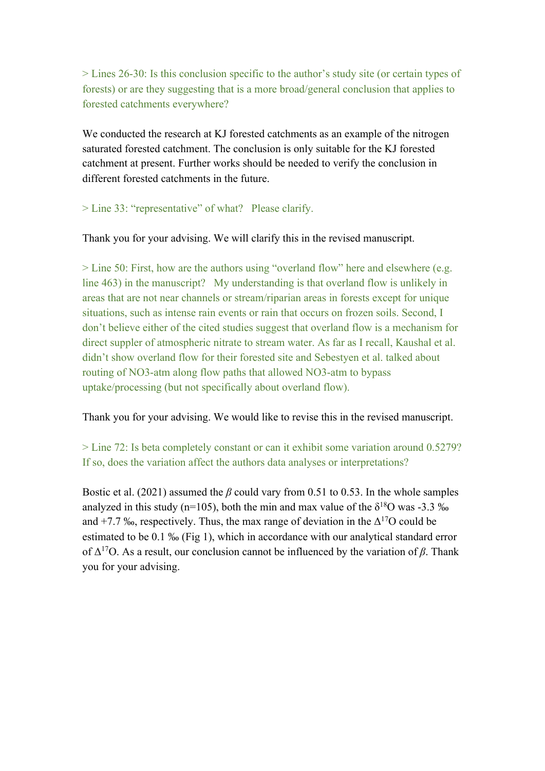> Lines 26-30: Is this conclusion specific to the author's study site (or certain types of forests) or are they suggesting that is a more broad/general conclusion that applies to forested catchments everywhere?

We conducted the research at KJ forested catchments as an example of the nitrogen saturated forested catchment. The conclusion is only suitable for the KJ forested catchment at present. Further works should be needed to verify the conclusion in different forested catchments in the future.

> Line 33: "representative" of what? Please clarify.

Thank you for your advising. We will clarify this in the revised manuscript.

> Line 50: First, how are the authors using "overland flow" here and elsewhere (e.g. line 463) in the manuscript? My understanding is that overland flow is unlikely in areas that are not near channels or stream/riparian areas in forests except for unique situations, such as intense rain events or rain that occurs on frozen soils. Second, I don't believe either of the cited studies suggest that overland flow is a mechanism for direct suppler of atmospheric nitrate to stream water. As far as I recall, Kaushal et al. didn't show overland flow for their forested site and Sebestyen et al. talked about routing of NO3-atm along flow paths that allowed NO3-atm to bypass uptake/processing (but not specifically about overland flow).

Thank you for your advising. We would like to revise this in the revised manuscript.

> Line 72: Is beta completely constant or can it exhibit some variation around 0.5279? If so, does the variation affect the authors data analyses or interpretations?

Bostic et al. (2021) assumed the $\beta$ could vary from 0.51 to 0.53. In the whole samples analyzed in this study (n=105), both the min and max value of the $\delta^{18}O$ was -3.3 ‰ and +7.7 ‰, respectively. Thus, the max range of deviation in the $\Delta^{17}O$ could be estimated to be 0.1 ‰ (Fig 1), which in accordance with our analytical standard error of $\Delta^{17}O$. As a result, our conclusion cannot be influenced by the variation of $\beta$. Thank you for your advising.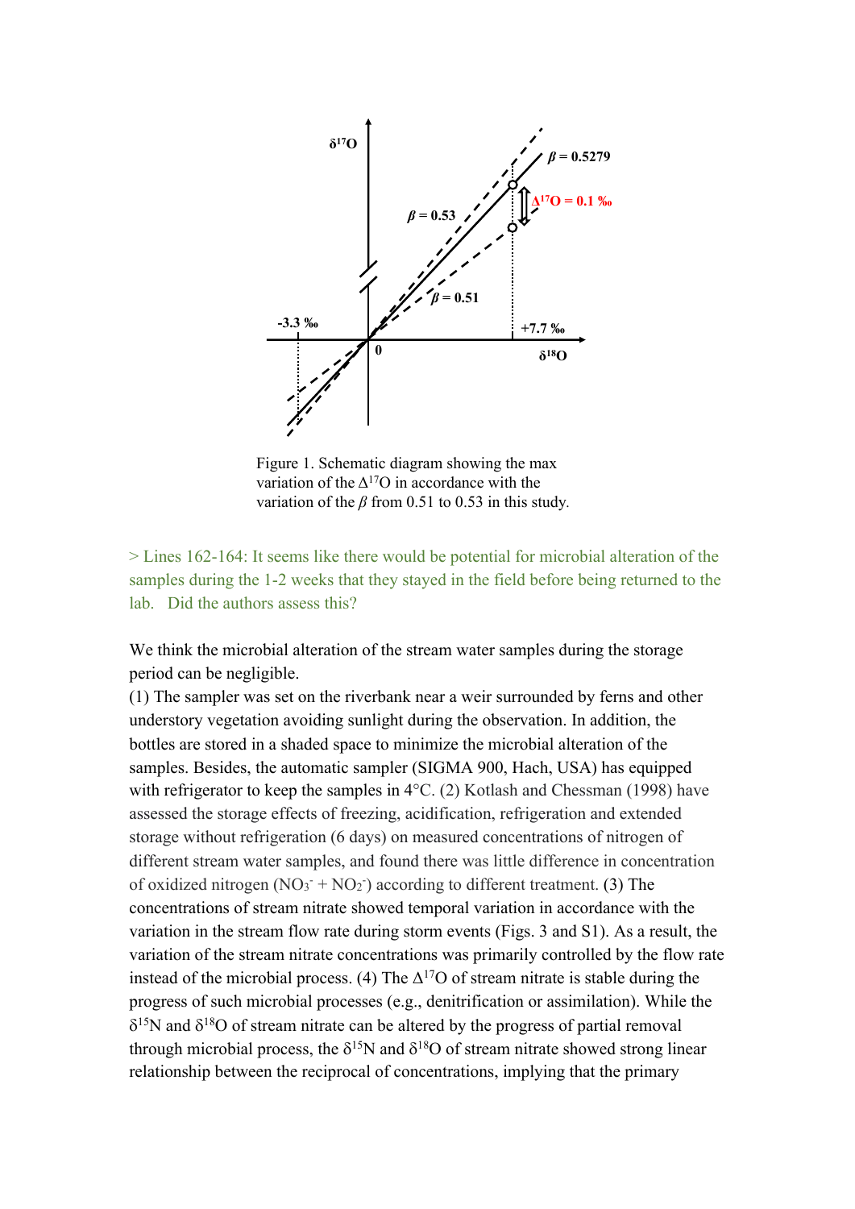Figure 1. Schematic diagram showing the max variation of the $\Delta^{17}O$ in accordance with the variation of the $\beta$ from 0.51 to 0.53 in this study.

> Lines 162-164: It seems like there would be potential for microbial alteration of the samples during the 1-2 weeks that they stayed in the field before being returned to the lab. Did the authors assess this?

We think the microbial alteration of the stream water samples during the storage period can be negligible.

(1) The sampler was set on the riverbank near a weir surrounded by ferns and other understory vegetation avoiding sunlight during the observation. In addition, the bottles are stored in a shaded space to minimize the microbial alteration of the samples. Besides, the automatic sampler (SIGMA 900, Hach, USA) has equipped with refrigerator to keep the samples in 4°C. (2) Kotlash and Chessman (1998) have assessed the storage effects of freezing, acidification, refrigeration and extended storage without refrigeration (6 days) on measured concentrations of nitrogen of different stream water samples, and found there was little difference in concentration of oxidized nitrogen ($NO_3^- + NO_2^-$) according to different treatment. (3) The concentrations of stream nitrate showed temporal variation in accordance with the variation in the stream flow rate during storm events (Figs. 3 and S1). As a result, the variation of the stream nitrate concentrations was primarily controlled by the flow rate instead of the microbial process. (4) The $\Delta^{17}O$ of stream nitrate is stable during the progress of such microbial processes (e.g., denitrification or assimilation). While the $\delta^{15}N$ and $\delta^{18}O$ of stream nitrate can be altered by the progress of partial removal through microbial process, the $\delta^{15}N$ and $\delta^{18}O$ of stream nitrate showed strong linear relationship between the reciprocal of concentrations, implying that the primary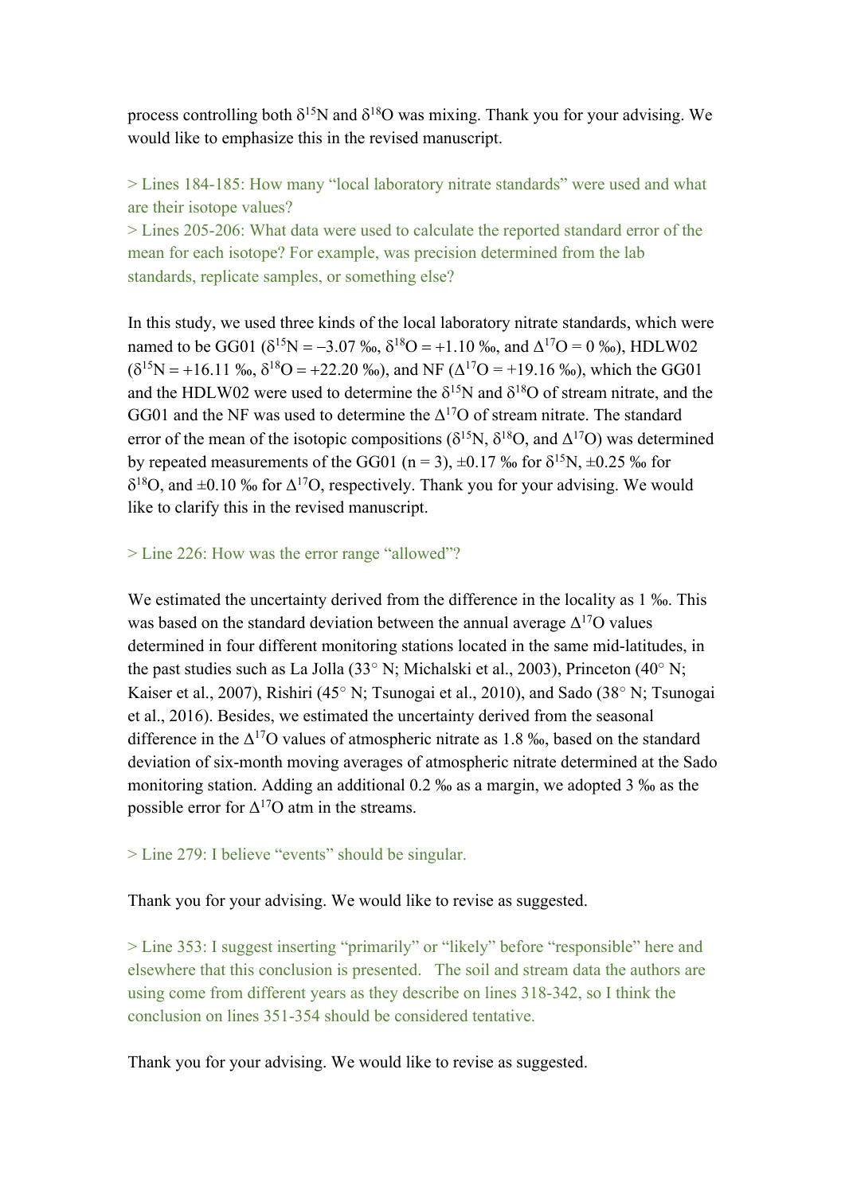process controlling both $\delta^{15}N$ and $\delta^{18}O$ was mixing. Thank you for your advising. We would like to emphasize this in the revised manuscript.

> Lines 184-185: How many "local laboratory nitrate standards" were used and what are their isotope values?
> Lines 205-206: What data were used to calculate the reported standard error of the mean for each isotope? For example, was precision determined from the lab standards, replicate samples, or something else?

In this study, we used three kinds of the local laboratory nitrate standards, which were named to be GG01 ($\delta^{15}N = -3.07$ ‰, $\delta^{18}O = +1.10$ ‰, and $\Delta^{17}O = 0$ ‰), HDLW02 ($\delta^{15}N = +16.11$ ‰, $\delta^{18}O = +22.20$ ‰), and NF ($\Delta^{17}O = +19.16$ ‰), which the GG01 and the HDLW02 were used to determine the $\delta^{15}N$ and $\delta^{18}O$ of stream nitrate, and the GG01 and the NF was used to determine the $\Delta^{17}O$ of stream nitrate. The standard error of the mean of the isotopic compositions ($\delta^{15}N$, $\delta^{18}O$, and $\Delta^{17}O$) was determined by repeated measurements of the GG01 ($n = 3$), $\pm 0.17$ ‰ for $\delta^{15}N$, $\pm 0.25$ ‰ for $\delta^{18}O$, and $\pm 0.10$ ‰ for $\Delta^{17}O$, respectively. Thank you for your advising. We would like to clarify this in the revised manuscript.

> Line 226: How was the error range "allowed"?

We estimated the uncertainty derived from the difference in the locality as 1 ‰. This was based on the standard deviation between the annual average $\Delta^{17}O$ values determined in four different monitoring stations located in the same mid-latitudes, in the past studies such as La Jolla (33° N; Michalski et al., 2003), Princeton (40° N; Kaiser et al., 2007), Rishiri (45° N; Tsunogai et al., 2010), and Sado (38° N; Tsunogai et al., 2016). Besides, we estimated the uncertainty derived from the seasonal difference in the $\Delta^{17}O$ values of atmospheric nitrate as 1.8 ‰, based on the standard deviation of six-month moving averages of atmospheric nitrate determined at the Sado monitoring station. Adding an additional 0.2 ‰ as a margin, we adopted 3 ‰ as the possible error for $\Delta^{17}O$ atm in the streams.

> Line 279: I believe "events" should be singular.

Thank you for your advising. We would like to revise as suggested.

> Line 353: I suggest inserting "primarily" or "likely" before "responsible" here and elsewhere that this conclusion is presented. The soil and stream data the authors are using come from different years as they describe on lines 318-342, so I think the conclusion on lines 351-354 should be considered tentative.

Thank you for your advising. We would like to revise as suggested.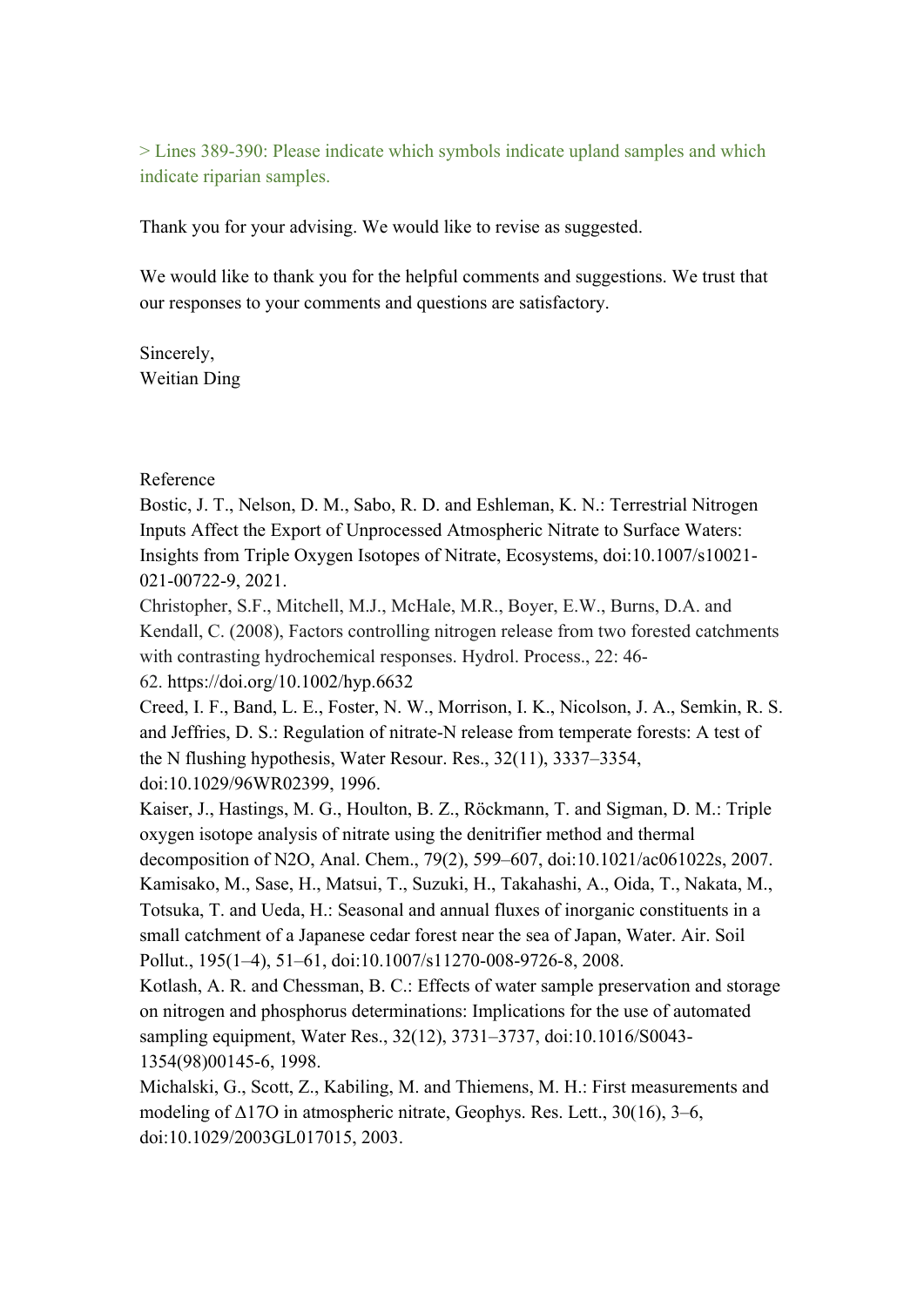> Lines 389-390: Please indicate which symbols indicate upland samples and which indicate riparian samples.

Thank you for your advising. We would like to revise as suggested.

We would like to thank you for the helpful comments and suggestions. We trust that our responses to your comments and questions are satisfactory.

Sincerely,
Weitian Ding

Reference

Bostic, J. T., Nelson, D. M., Sabo, R. D. and Eshleman, K. N.: Terrestrial Nitrogen Inputs Affect the Export of Unprocessed Atmospheric Nitrate to Surface Waters: Insights from Triple Oxygen Isotopes of Nitrate, Ecosystems, doi:10.1007/s10021-021-00722-9, 2021.

Christopher, S.F., Mitchell, M.J., McHale, M.R., Boyer, E.W., Burns, D.A. and Kendall, C. (2008), Factors controlling nitrogen release from two forested catchments with contrasting hydrochemical responses. Hydrol. Process., 22: 46-62. https://doi.org/10.1002/hyp.6632

Creed, I. F., Band, L. E., Foster, N. W., Morrison, I. K., Nicolson, J. A., Semkin, R. S. and Jeffries, D. S.: Regulation of nitrate-N release from temperate forests: A test of the N flushing hypothesis, Water Resour. Res., 32(11), 3337–3354, doi:10.1029/96WR02399, 1996.

Kaiser, J., Hastings, M. G., Houlton, B. Z., Röckmann, T. and Sigman, D. M.: Triple oxygen isotope analysis of nitrate using the denitrifier method and thermal decomposition of N2O, Anal. Chem., 79(2), 599–607, doi:10.1021/ac061022s, 2007.

Kamisako, M., Sase, H., Matsui, T., Suzuki, H., Takahashi, A., Oida, T., Nakata, M., Totsuka, T. and Ueda, H.: Seasonal and annual fluxes of inorganic constituents in a small catchment of a Japanese cedar forest near the sea of Japan, Water. Air. Soil Pollut., 195(1–4), 51–61, doi:10.1007/s11270-008-9726-8, 2008.

Kotlash, A. R. and Chessman, B. C.: Effects of water sample preservation and storage on nitrogen and phosphorus determinations: Implications for the use of automated sampling equipment, Water Res., 32(12), 3731–3737, doi:10.1016/S0043-1354(98)00145-6, 1998.

Michalski, G., Scott, Z., Kabiling, M. and Thiemens, M. H.: First measurements and modeling of Δ17O in atmospheric nitrate, Geophys. Res. Lett., 30(16), 3–6, doi:10.1029/2003GL017015, 2003.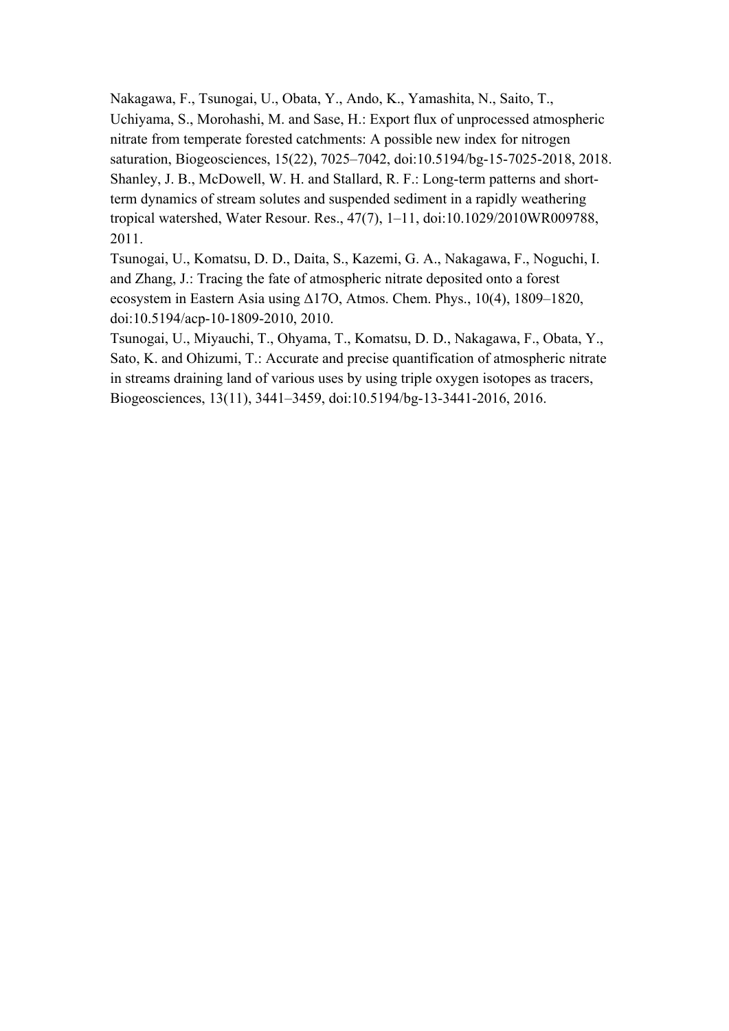Nakagawa, F., Tsunogai, U., Obata, Y., Ando, K., Yamashita, N., Saito, T., Uchiyama, S., Morohashi, M. and Sase, H.: Export flux of unprocessed atmospheric nitrate from temperate forested catchments: A possible new index for nitrogen saturation, Biogeosciences, 15(22), 7025–7042, doi:10.5194/bg-15-7025-2018, 2018.

Shanley, J. B., McDowell, W. H. and Stallard, R. F.: Long-term patterns and short-term dynamics of stream solutes and suspended sediment in a rapidly weathering tropical watershed, Water Resour. Res., 47(7), 1–11, doi:10.1029/2010WR009788, 2011.

Tsunogai, U., Komatsu, D. D., Daita, S., Kazemi, G. A., Nakagawa, F., Noguchi, I. and Zhang, J.: Tracing the fate of atmospheric nitrate deposited onto a forest ecosystem in Eastern Asia using $\Delta^{17}O$, Atmos. Chem. Phys., 10(4), 1809–1820, doi:10.5194/acp-10-1809-2010, 2010.

Tsunogai, U., Miyauchi, T., Ohyama, T., Komatsu, D. D., Nakagawa, F., Obata, Y., Sato, K. and Ohizumi, T.: Accurate and precise quantification of atmospheric nitrate in streams draining land of various uses by using triple oxygen isotopes as tracers, Biogeosciences, 13(11), 3441–3459, doi:10.5194/bg-13-3441-2016, 2016.